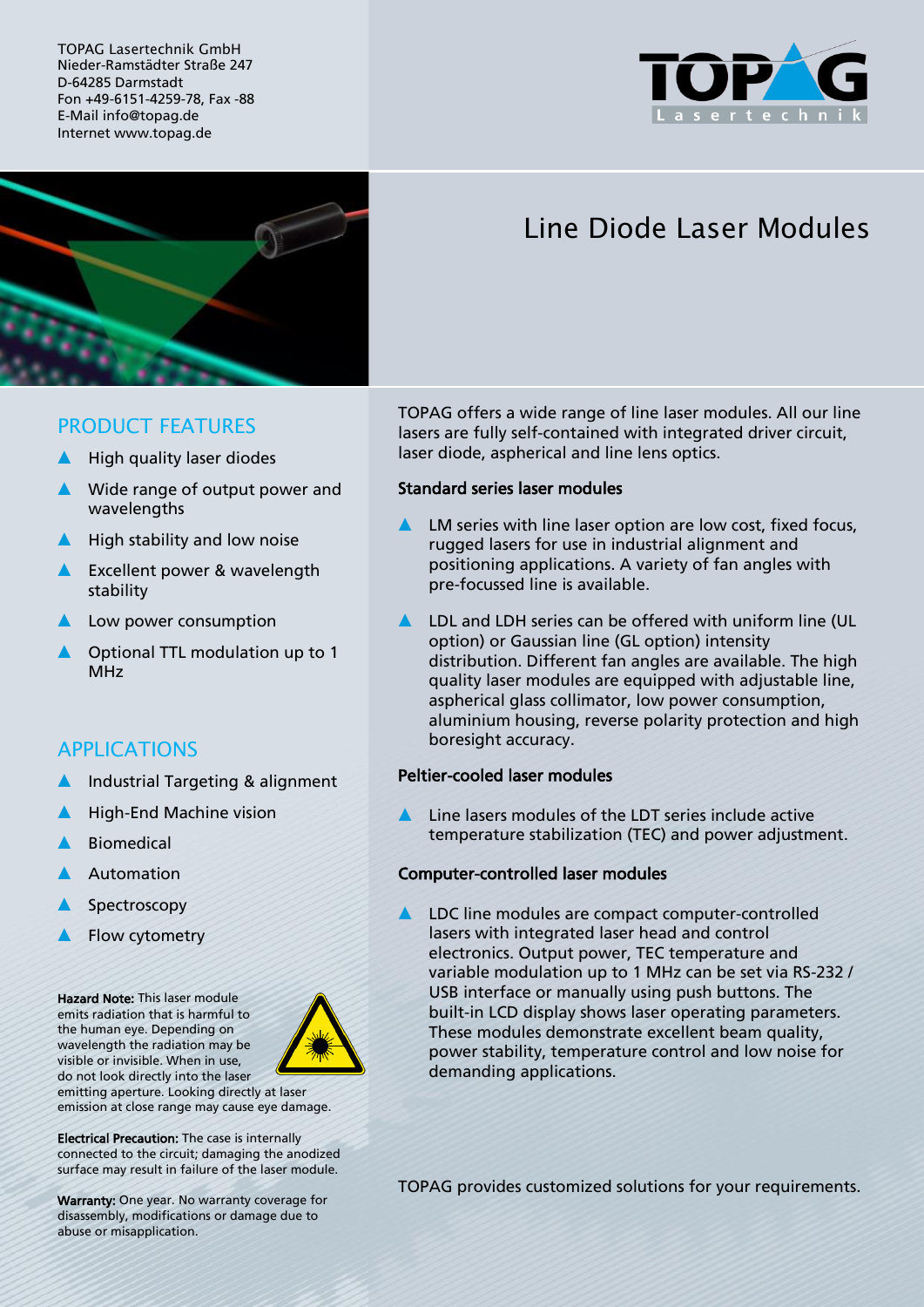TOPAG Lasertechnik GmbH
Nieder-Ramstädter Straße 247
D-64285 Darmstadt
Fon +49-6151-4259-78, Fax -88
E-Mail info@topag.de
Internet www.topag.de

# Line Diode Laser Modules

## PRODUCT FEATURES

- High quality laser diodes
- Wide range of output power and wavelengths
- High stability and low noise
- Excellent power & wavelength stability
- Low power consumption
- Optional TTL modulation up to 1 MHz

## APPLICATIONS

- Industrial Targeting & alignment
- High-End Machine vision
- Biomedical
- Automation
- Spectroscopy
- Flow cytometry

**Hazard Note:** This laser module emits radiation that is harmful to the human eye. Depending on wavelength the radiation may be visible or invisible. When in use, do not look directly into the laser emitting aperture. Looking directly at laser emission at close range may cause eye damage.

**Electrical Precaution:** The case is internally connected to the circuit; damaging the anodized surface may result in failure of the laser module.

**Warranty:** One year. No warranty coverage for disassembly, modifications or damage due to abuse or misapplication.

TOPAG offers a wide range of line laser modules. All our line lasers are fully self-contained with integrated driver circuit, laser diode, aspherical and line lens optics.

### Standard series laser modules

- LM series with line laser option are low cost, fixed focus, rugged lasers for use in industrial alignment and positioning applications. A variety of fan angles with pre-focussed line is available.
- LDL and LDH series can be offered with uniform line (UL option) or Gaussian line (GL option) intensity distribution. Different fan angles are available. The high quality laser modules are equipped with adjustable line, aspherical glass collimator, low power consumption, aluminium housing, reverse polarity protection and high boresight accuracy.

### Peltier-cooled laser modules

- Line lasers modules of the LDT series include active temperature stabilization (TEC) and power adjustment.

### Computer-controlled laser modules

- LDC line modules are compact computer-controlled lasers with integrated laser head and control electronics. Output power, TEC temperature and variable modulation up to 1 MHz can be set via RS-232 / USB interface or manually using push buttons. The built-in LCD display shows laser operating parameters. These modules demonstrate excellent beam quality, power stability, temperature control and low noise for demanding applications.

TOPAG provides customized solutions for your requirements.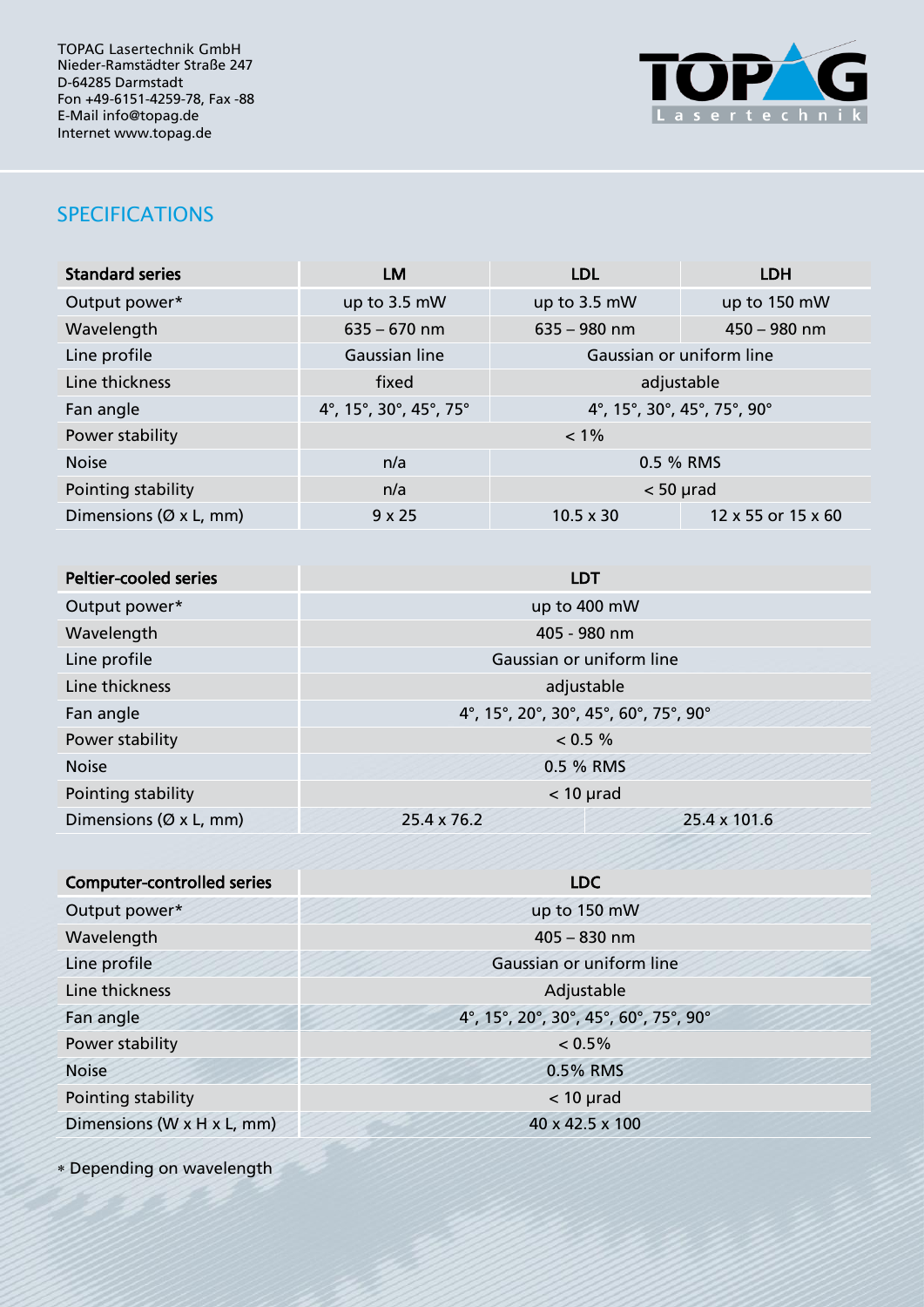TOPAG Lasertechnik GmbH
Nieder-Ramstädter Straße 247
D-64285 Darmstadt
Fon +49-6151-4259-78, Fax -88
E-Mail info@topag.de
Internet www.topag.de

## SPECIFICATIONS

| Standard series | LM | LDL | LDH |
|---|---|---|---|
| Output power* | up to 3.5 mW | up to 3.5 mW | up to 150 mW |
| Wavelength | 635 – 670 nm | 635 – 980 nm | 450 – 980 nm |
| Line profile | Gaussian line | Gaussian or uniform line | |
| Line thickness | fixed | adjustable | |
| Fan angle | 4°, 15°, 30°, 45°, 75° | 4°, 15°, 30°, 45°, 75°, 90° | |
| Power stability | < 1% | | |
| Noise | n/a | 0.5 % RMS | |
| Pointing stability | n/a | < 50 µrad | |
| Dimensions (Ø x L, mm) | 9 x 25 | 10.5 x 30 | 12 x 55 or 15 x 60 |

| Peltier-cooled series | LDT | |
|---|---|---|
| Output power* | up to 400 mW | |
| Wavelength | 405 - 980 nm | |
| Line profile | Gaussian or uniform line | |
| Line thickness | adjustable | |
| Fan angle | 4°, 15°, 20°, 30°, 45°, 60°, 75°, 90° | |
| Power stability | < 0.5 % | |
| Noise | 0.5 % RMS | |
| Pointing stability | < 10 µrad | |
| Dimensions (Ø x L, mm) | 25.4 x 76.2 | 25.4 x 101.6 |

| Computer-controlled series | LDC |
|---|---|
| Output power* | up to 150 mW |
| Wavelength | 405 – 830 nm |
| Line profile | Gaussian or uniform line |
| Line thickness | Adjustable |
| Fan angle | 4°, 15°, 20°, 30°, 45°, 60°, 75°, 90° |
| Power stability | < 0.5% |
| Noise | 0.5% RMS |
| Pointing stability | < 10 µrad |
| Dimensions (W x H x L, mm) | 40 x 42.5 x 100 |

* Depending on wavelength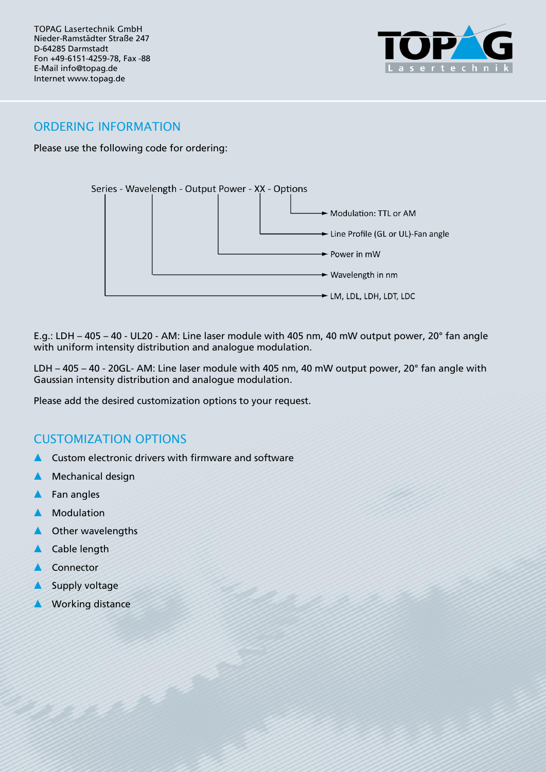TOPAG Lasertechnik GmbH
Nieder-Ramstädter Straße 247
D-64285 Darmstadt
Fon +49-6151-4259-78, Fax -88
E-Mail info@topag.de
Internet www.topag.de

## ORDERING INFORMATION

Please use the following code for ordering:

Series - Wavelength - Output Power - XX - Options

- Options → Modulation: TTL or AM
- XX → Line Profile (GL or UL)-Fan angle
- Output Power → Power in mW
- Wavelength → Wavelength in nm
- Series → LM, LDL, LDH, LDT, LDC

E.g.: LDH – 405 – 40 - UL20 - AM: Line laser module with 405 nm, 40 mW output power, 20° fan angle with uniform intensity distribution and analogue modulation.

LDH – 405 – 40 - 20GL- AM: Line laser module with 405 nm, 40 mW output power, 20° fan angle with Gaussian intensity distribution and analogue modulation.

Please add the desired customization options to your request.

## CUSTOMIZATION OPTIONS

- Custom electronic drivers with firmware and software
- Mechanical design
- Fan angles
- Modulation
- Other wavelengths
- Cable length
- Connector
- Supply voltage
- Working distance